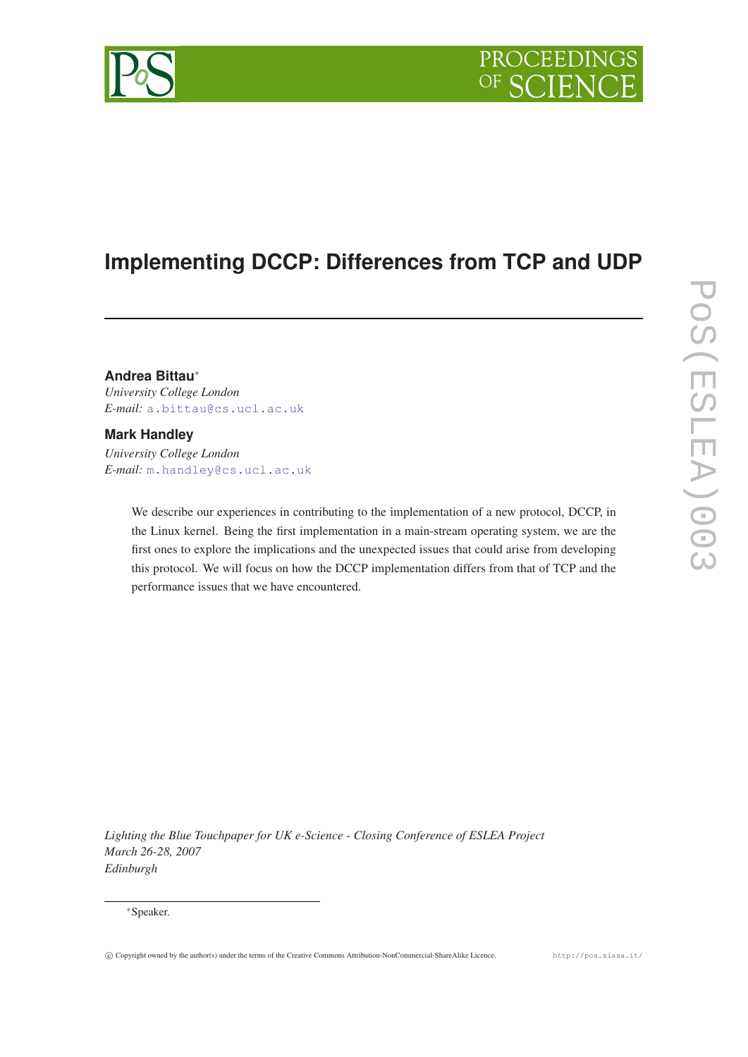# Implementing DCCP: Differences from TCP and UDP

**Andrea Bittau***
*University College London*
*E-mail:* a.bittau@cs.ucl.ac.uk

**Mark Handley**
*University College London*
*E-mail:* m.handley@cs.ucl.ac.uk

We describe our experiences in contributing to the implementation of a new protocol, DCCP, in the Linux kernel. Being the first implementation in a main-stream operating system, we are the first ones to explore the implications and the unexpected issues that could arise from developing this protocol. We will focus on how the DCCP implementation differs from that of TCP and the performance issues that we have encountered.

*Lighting the Blue Touchpaper for UK e-Science - Closing Conference of ESLEA Project*
*March 26-28, 2007*
*Edinburgh*

*Speaker.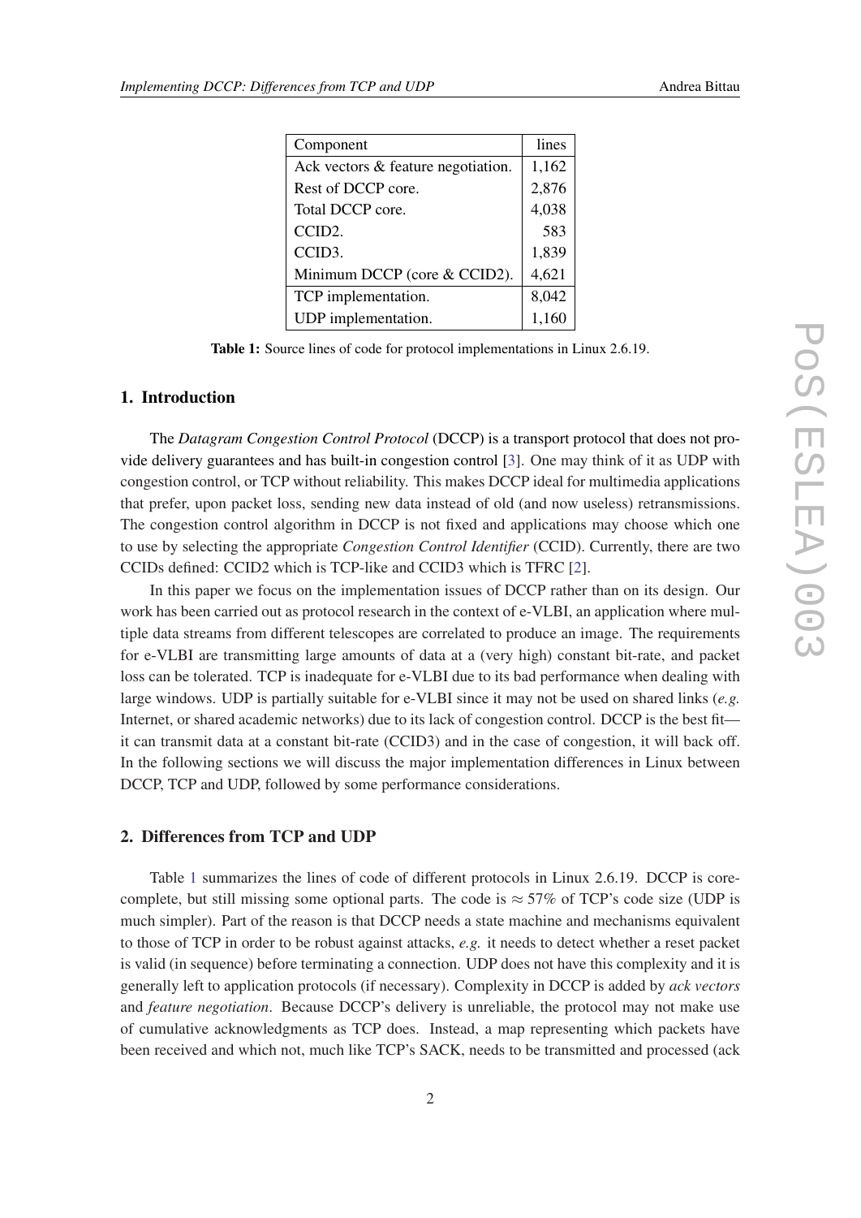| Component | lines |
|---|---|
| Ack vectors & feature negotiation. | 1,162 |
| Rest of DCCP core. | 2,876 |
| Total DCCP core. | 4,038 |
| CCID2. | 583 |
| CCID3. | 1,839 |
| Minimum DCCP (core & CCID2). | 4,621 |
| TCP implementation. | 8,042 |
| UDP implementation. | 1,160 |

**Table 1:** Source lines of code for protocol implementations in Linux 2.6.19.

## 1. Introduction

The *Datagram Congestion Control Protocol* (DCCP) is a transport protocol that does not provide delivery guarantees and has built-in congestion control [3]. One may think of it as UDP with congestion control, or TCP without reliability. This makes DCCP ideal for multimedia applications that prefer, upon packet loss, sending new data instead of old (and now useless) retransmissions. The congestion control algorithm in DCCP is not fixed and applications may choose which one to use by selecting the appropriate *Congestion Control Identifier* (CCID). Currently, there are two CCIDs defined: CCID2 which is TCP-like and CCID3 which is TFRC [2].

In this paper we focus on the implementation issues of DCCP rather than on its design. Our work has been carried out as protocol research in the context of e-VLBI, an application where multiple data streams from different telescopes are correlated to produce an image. The requirements for e-VLBI are transmitting large amounts of data at a (very high) constant bit-rate, and packet loss can be tolerated. TCP is inadequate for e-VLBI due to its bad performance when dealing with large windows. UDP is partially suitable for e-VLBI since it may not be used on shared links (*e.g.* Internet, or shared academic networks) due to its lack of congestion control. DCCP is the best fit—it can transmit data at a constant bit-rate (CCID3) and in the case of congestion, it will back off. In the following sections we will discuss the major implementation differences in Linux between DCCP, TCP and UDP, followed by some performance considerations.

## 2. Differences from TCP and UDP

Table 1 summarizes the lines of code of different protocols in Linux 2.6.19. DCCP is core-complete, but still missing some optional parts. The code is $\approx 57\%$ of TCP's code size (UDP is much simpler). Part of the reason is that DCCP needs a state machine and mechanisms equivalent to those of TCP in order to be robust against attacks, *e.g.* it needs to detect whether a reset packet is valid (in sequence) before terminating a connection. UDP does not have this complexity and it is generally left to application protocols (if necessary). Complexity in DCCP is added by *ack vectors* and *feature negotiation*. Because DCCP's delivery is unreliable, the protocol may not make use of cumulative acknowledgments as TCP does. Instead, a map representing which packets have been received and which not, much like TCP's SACK, needs to be transmitted and processed (ack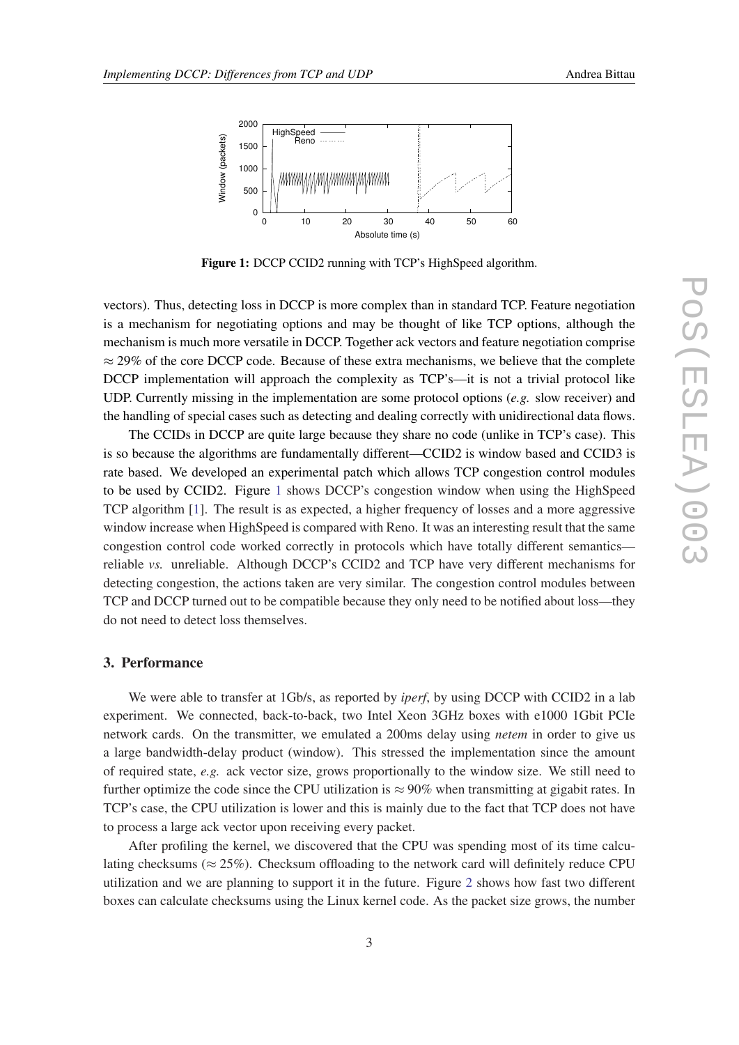**Figure 1:** DCCP CCID2 running with TCP's HighSpeed algorithm.

vectors). Thus, detecting loss in DCCP is more complex than in standard TCP. Feature negotiation is a mechanism for negotiating options and may be thought of like TCP options, although the mechanism is much more versatile in DCCP. Together ack vectors and feature negotiation comprise $\approx 29\%$ of the core DCCP code. Because of these extra mechanisms, we believe that the complete DCCP implementation will approach the complexity as TCP's—it is not a trivial protocol like UDP. Currently missing in the implementation are some protocol options (*e.g.* slow receiver) and the handling of special cases such as detecting and dealing correctly with unidirectional data flows.

The CCIDs in DCCP are quite large because they share no code (unlike in TCP's case). This is so because the algorithms are fundamentally different—CCID2 is window based and CCID3 is rate based. We developed an experimental patch which allows TCP congestion control modules to be used by CCID2. Figure 1 shows DCCP's congestion window when using the HighSpeed TCP algorithm [1]. The result is as expected, a higher frequency of losses and a more aggressive window increase when HighSpeed is compared with Reno. It was an interesting result that the same congestion control code worked correctly in protocols which have totally different semantics—reliable *vs.* unreliable. Although DCCP's CCID2 and TCP have very different mechanisms for detecting congestion, the actions taken are very similar. The congestion control modules between TCP and DCCP turned out to be compatible because they only need to be notified about loss—they do not need to detect loss themselves.

## 3. Performance

We were able to transfer at 1Gb/s, as reported by *iperf*, by using DCCP with CCID2 in a lab experiment. We connected, back-to-back, two Intel Xeon 3GHz boxes with e1000 1Gbit PCIe network cards. On the transmitter, we emulated a 200ms delay using *netem* in order to give us a large bandwidth-delay product (window). This stressed the implementation since the amount of required state, *e.g.* ack vector size, grows proportionally to the window size. We still need to further optimize the code since the CPU utilization is $\approx 90\%$ when transmitting at gigabit rates. In TCP's case, the CPU utilization is lower and this is mainly due to the fact that TCP does not have to process a large ack vector upon receiving every packet.

After profiling the kernel, we discovered that the CPU was spending most of its time calculating checksums ($\approx 25\%$). Checksum offloading to the network card will definitely reduce CPU utilization and we are planning to support it in the future. Figure 2 shows how fast two different boxes can calculate checksums using the Linux kernel code. As the packet size grows, the number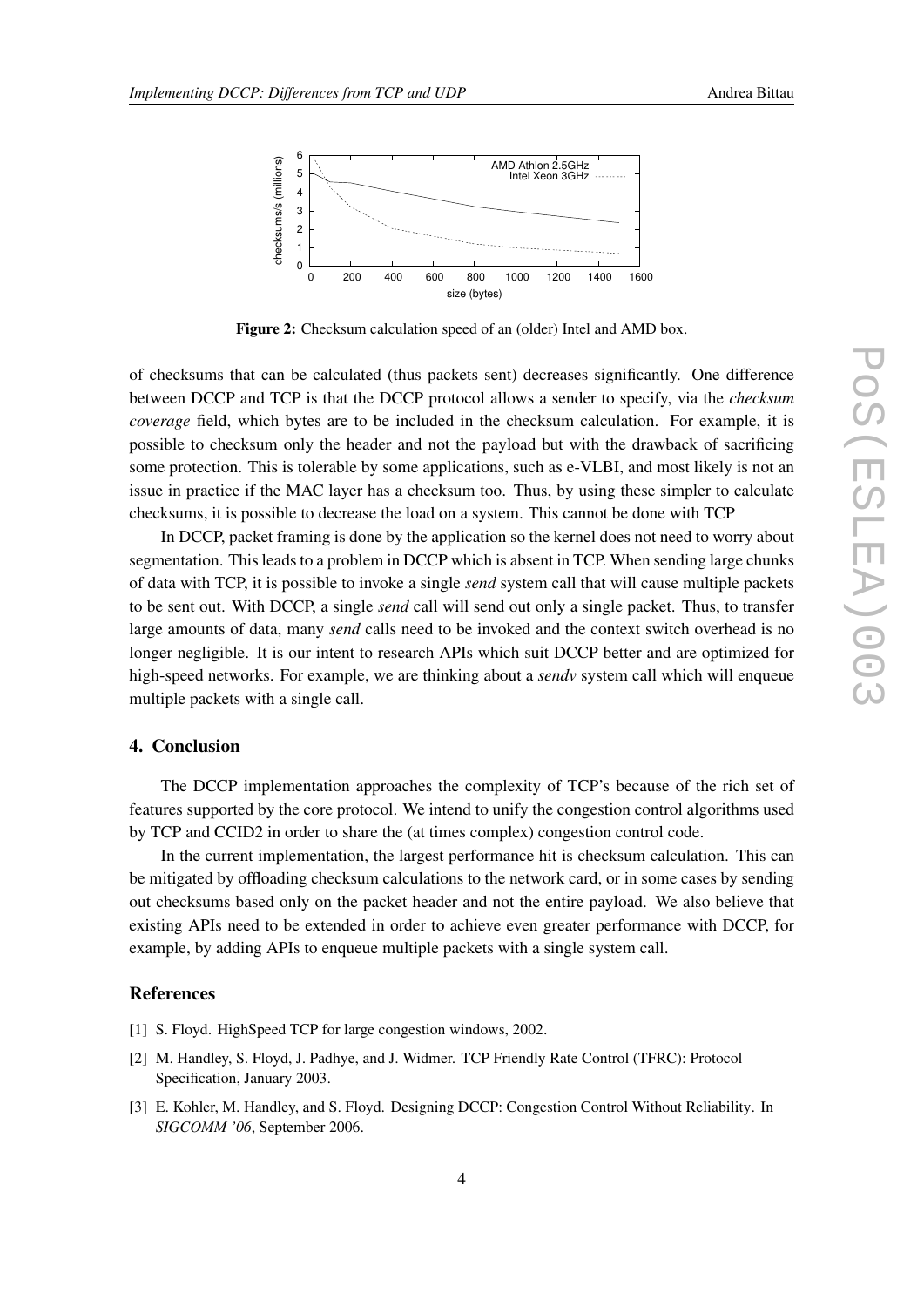6
5
4
3
2
1
0
checksums/s (millions)
0 200 400 600 800 1000 1200 1400 1600
size (bytes)
AMD Athlon 2.5GHz
Intel Xeon 3GHz

**Figure 2:** Checksum calculation speed of an (older) Intel and AMD box.

of checksums that can be calculated (thus packets sent) decreases significantly. One difference between DCCP and TCP is that the DCCP protocol allows a sender to specify, via the *checksum coverage* field, which bytes are to be included in the checksum calculation. For example, it is possible to checksum only the header and not the payload but with the drawback of sacrificing some protection. This is tolerable by some applications, such as e-VLBI, and most likely is not an issue in practice if the MAC layer has a checksum too. Thus, by using these simpler to calculate checksums, it is possible to decrease the load on a system. This cannot be done with TCP

In DCCP, packet framing is done by the application so the kernel does not need to worry about segmentation. This leads to a problem in DCCP which is absent in TCP. When sending large chunks of data with TCP, it is possible to invoke a single *send* system call that will cause multiple packets to be sent out. With DCCP, a single *send* call will send out only a single packet. Thus, to transfer large amounts of data, many *send* calls need to be invoked and the context switch overhead is no longer negligible. It is our intent to research APIs which suit DCCP better and are optimized for high-speed networks. For example, we are thinking about a *sendv* system call which will enqueue multiple packets with a single call.

## 4. Conclusion

The DCCP implementation approaches the complexity of TCP's because of the rich set of features supported by the core protocol. We intend to unify the congestion control algorithms used by TCP and CCID2 in order to share the (at times complex) congestion control code.

In the current implementation, the largest performance hit is checksum calculation. This can be mitigated by offloading checksum calculations to the network card, or in some cases by sending out checksums based only on the packet header and not the entire payload. We also believe that existing APIs need to be extended in order to achieve even greater performance with DCCP, for example, by adding APIs to enqueue multiple packets with a single system call.

## References

[1] S. Floyd. HighSpeed TCP for large congestion windows, 2002.

[2] M. Handley, S. Floyd, J. Padhye, and J. Widmer. TCP Friendly Rate Control (TFRC): Protocol Specification, January 2003.

[3] E. Kohler, M. Handley, and S. Floyd. Designing DCCP: Congestion Control Without Reliability. In *SIGCOMM '06*, September 2006.